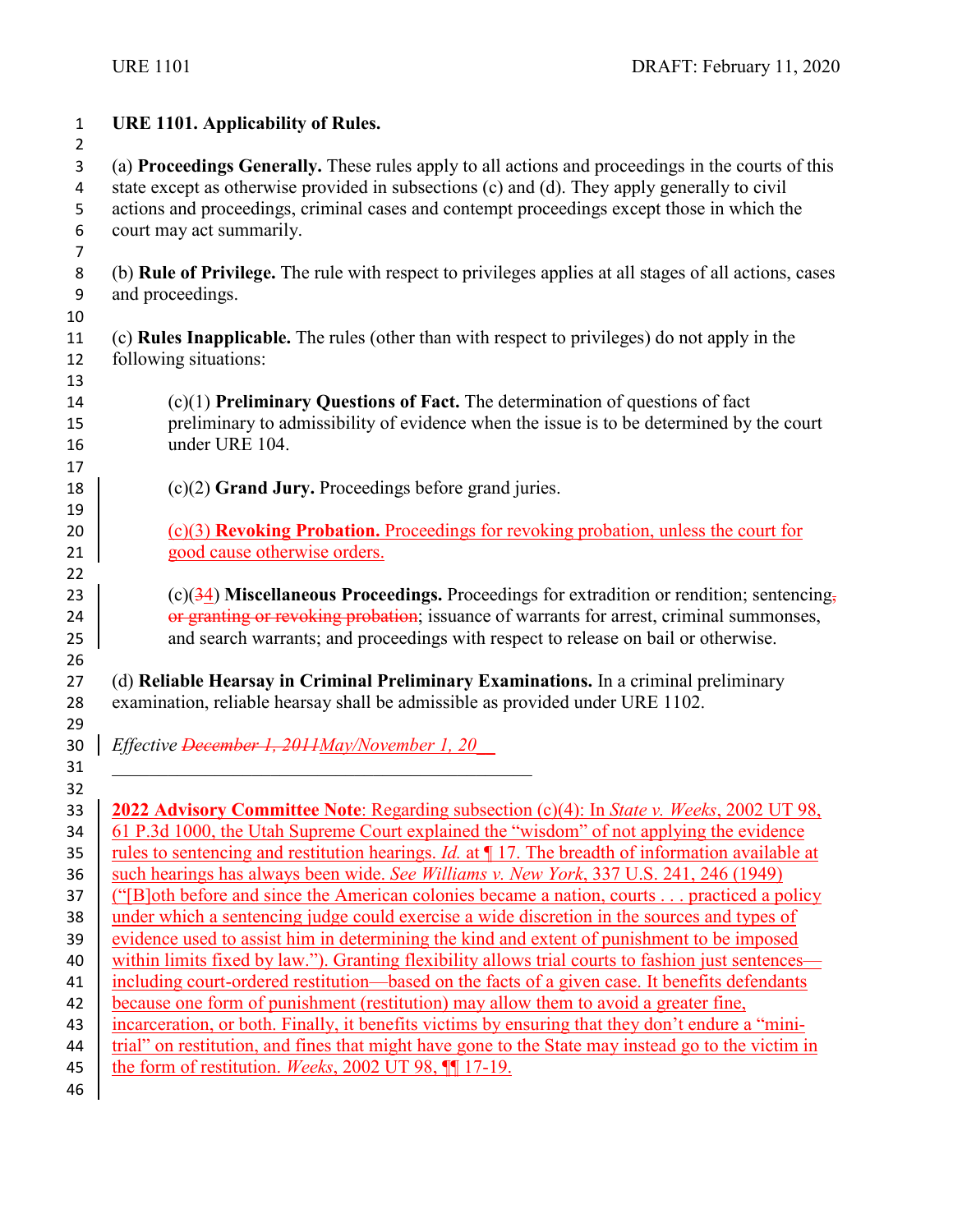## URE 1101. Applicability of Rules.

(a) **Proceedings Generally.** These rules apply to all actions and proceedings in the courts of this state except as otherwise provided in subsections (c) and (d). They apply generally to civil actions and proceedings, criminal cases and contempt proceedings except those in which the court may act summarily.

(b) **Rule of Privilege.** The rule with respect to privileges applies at all stages of all actions, cases and proceedings.

(c) **Rules Inapplicable.** The rules (other than with respect to privileges) do not apply in the following situations:

> (c)(1) **Preliminary Questions of Fact.** The determination of questions of fact preliminary to admissibility of evidence when the issue is to be determined by the court under URE 104.
>
> (c)(2) **Grand Jury.** Proceedings before grand juries.
>
> (c)(3) **Revoking Probation.** Proceedings for revoking probation, unless the court for good cause otherwise orders.
>
> (c)(~~3~~4) **Miscellaneous Proceedings.** Proceedings for extradition or rendition; sentencing~~, or granting or revoking probation~~; issuance of warrants for arrest, criminal summonses, and search warrants; and proceedings with respect to release on bail or otherwise.

(d) **Reliable Hearsay in Criminal Preliminary Examinations.** In a criminal preliminary examination, reliable hearsay shall be admissible as provided under URE 1102.

*Effective ~~December 1, 2011~~May/November 1, 20__*

______________________________________________

**2022 Advisory Committee Note**: Regarding subsection (c)(4): In *State v. Weeks*, 2002 UT 98, 61 P.3d 1000, the Utah Supreme Court explained the "wisdom" of not applying the evidence rules to sentencing and restitution hearings. *Id.* at ¶ 17. The breadth of information available at such hearings has always been wide. *See Williams v. New York*, 337 U.S. 241, 246 (1949) ("[B]oth before and since the American colonies became a nation, courts . . . practiced a policy under which a sentencing judge could exercise a wide discretion in the sources and types of evidence used to assist him in determining the kind and extent of punishment to be imposed within limits fixed by law."). Granting flexibility allows trial courts to fashion just sentences—including court-ordered restitution—based on the facts of a given case. It benefits defendants because one form of punishment (restitution) may allow them to avoid a greater fine, incarceration, or both. Finally, it benefits victims by ensuring that they don't endure a "mini-trial" on restitution, and fines that might have gone to the State may instead go to the victim in the form of restitution. *Weeks*, 2002 UT 98, ¶¶ 17-19.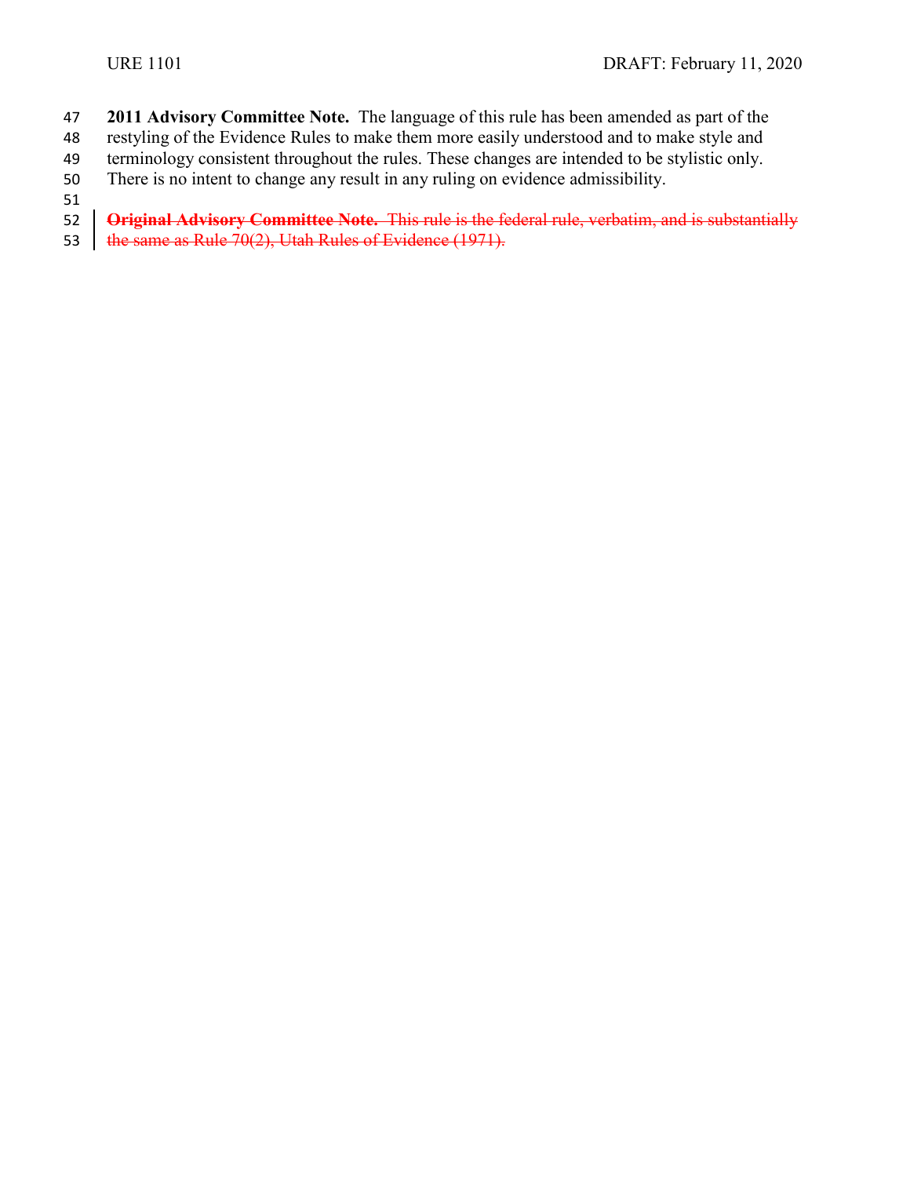**2011 Advisory Committee Note.** The language of this rule has been amended as part of the restyling of the Evidence Rules to make them more easily understood and to make style and terminology consistent throughout the rules. These changes are intended to be stylistic only. There is no intent to change any result in any ruling on evidence admissibility.

~~**Original Advisory Committee Note.** This rule is the federal rule, verbatim, and is substantially the same as Rule 70(2), Utah Rules of Evidence (1971).~~